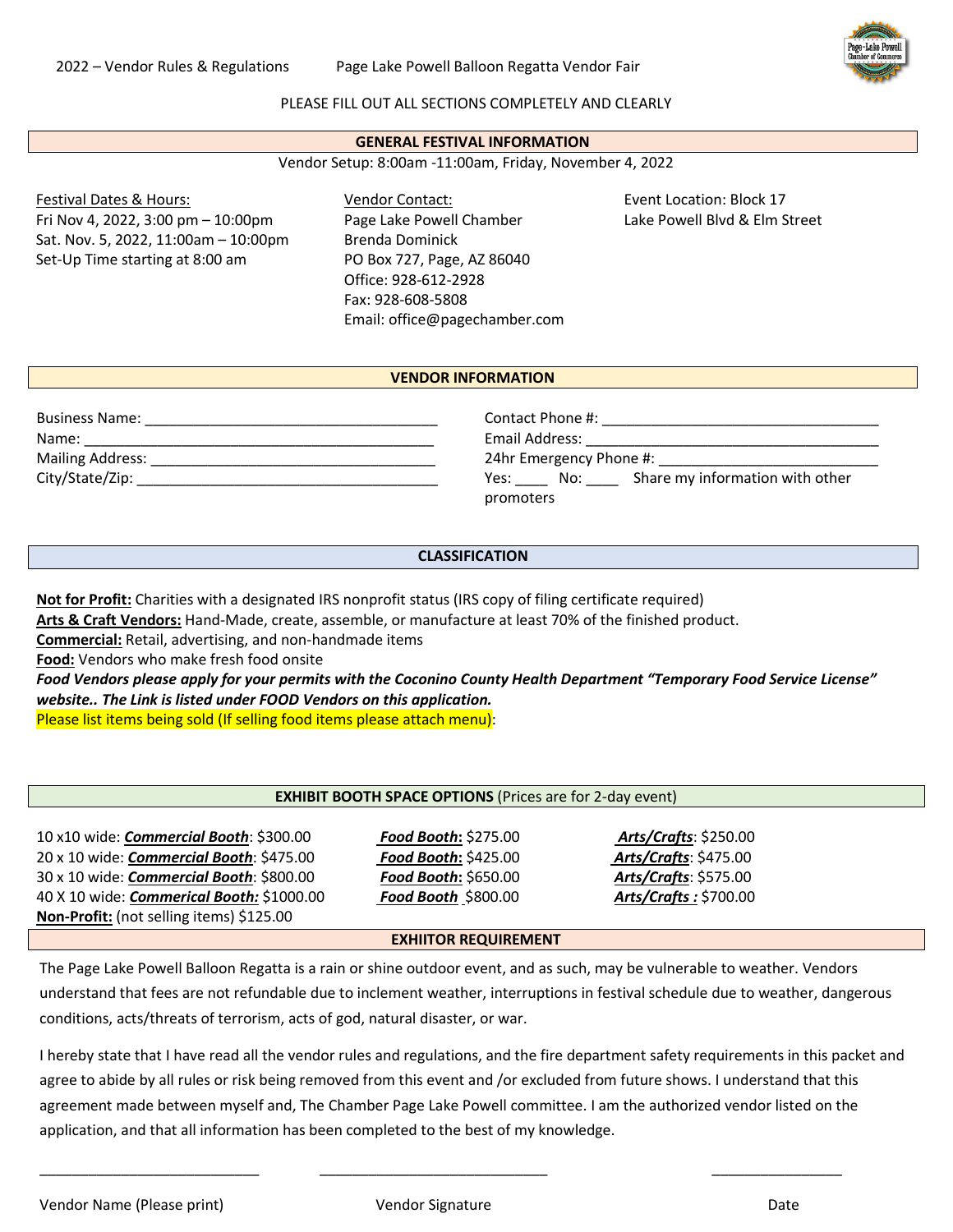2022 – Vendor Rules & Regulations    Page Lake Powell Balloon Regatta Vendor Fair

PLEASE FILL OUT ALL SECTIONS COMPLETELY AND CLEARLY

## GENERAL FESTIVAL INFORMATION

Vendor Setup: 8:00am -11:00am, Friday, November 4, 2022

Festival Dates & Hours:
Fri Nov 4, 2022, 3:00 pm – 10:00pm
Sat. Nov. 5, 2022, 11:00am – 10:00pm
Set-Up Time starting at 8:00 am

Vendor Contact:
Page Lake Powell Chamber
Brenda Dominick
PO Box 727, Page, AZ 86040
Office: 928-612-2928
Fax: 928-608-5808
Email: office@pagechamber.com

Event Location: Block 17
Lake Powell Blvd & Elm Street

## VENDOR INFORMATION

Business Name: ____________________________________
Name: ____________________________________________
Mailing Address: ___________________________________
City/State/Zip: _____________________________________

Contact Phone #: ___________________________________
Email Address: _____________________________________
24hr Emergency Phone #: ___________________________
Yes: ____ No: ____ Share my information with other promoters

## CLASSIFICATION

**Not for Profit:** Charities with a designated IRS nonprofit status (IRS copy of filing certificate required)
**Arts & Craft Vendors:** Hand-Made, create, assemble, or manufacture at least 70% of the finished product.
**Commercial:** Retail, advertising, and non-handmade items
**Food:** Vendors who make fresh food onsite
***Food Vendors please apply for your permits with the Coconino County Health Department "Temporary Food Service License" website.. The Link is listed under FOOD Vendors on this application.***
Please list items being sold (If selling food items please attach menu):

## EXHIBIT BOOTH SPACE OPTIONS (Prices are for 2-day event)

| | | |
|---|---|---|
| 10 x10 wide: ***Commercial Booth***: $300.00 | ***Food Booth:*** $275.00 | ***Arts/Crafts***: $250.00 |
| 20 x 10 wide: ***Commercial Booth***: $475.00 | ***Food Booth:*** $425.00 | ***Arts/Crafts***: $475.00 |
| 30 x 10 wide: ***Commercial Booth***: $800.00 | ***Food Booth***: $650.00 | ***Arts/Crafts***: $575.00 |
| 40 X 10 wide: ***Commerical Booth:*** $1000.00 | ***Food Booth*** $800.00 | ***Arts/Crafts :*** $700.00 |

**Non-Profit:** (not selling items) $125.00

## EXHIITOR REQUIREMENT

The Page Lake Powell Balloon Regatta is a rain or shine outdoor event, and as such, may be vulnerable to weather. Vendors understand that fees are not refundable due to inclement weather, interruptions in festival schedule due to weather, dangerous conditions, acts/threats of terrorism, acts of god, natural disaster, or war.

I hereby state that I have read all the vendor rules and regulations, and the fire department safety requirements in this packet and agree to abide by all rules or risk being removed from this event and /or excluded from future shows. I understand that this agreement made between myself and, The Chamber Page Lake Powell committee. I am the authorized vendor listed on the application, and that all information has been completed to the best of my knowledge.

___________________________    ___________________________    ________________

Vendor Name (Please print)    Vendor Signature    Date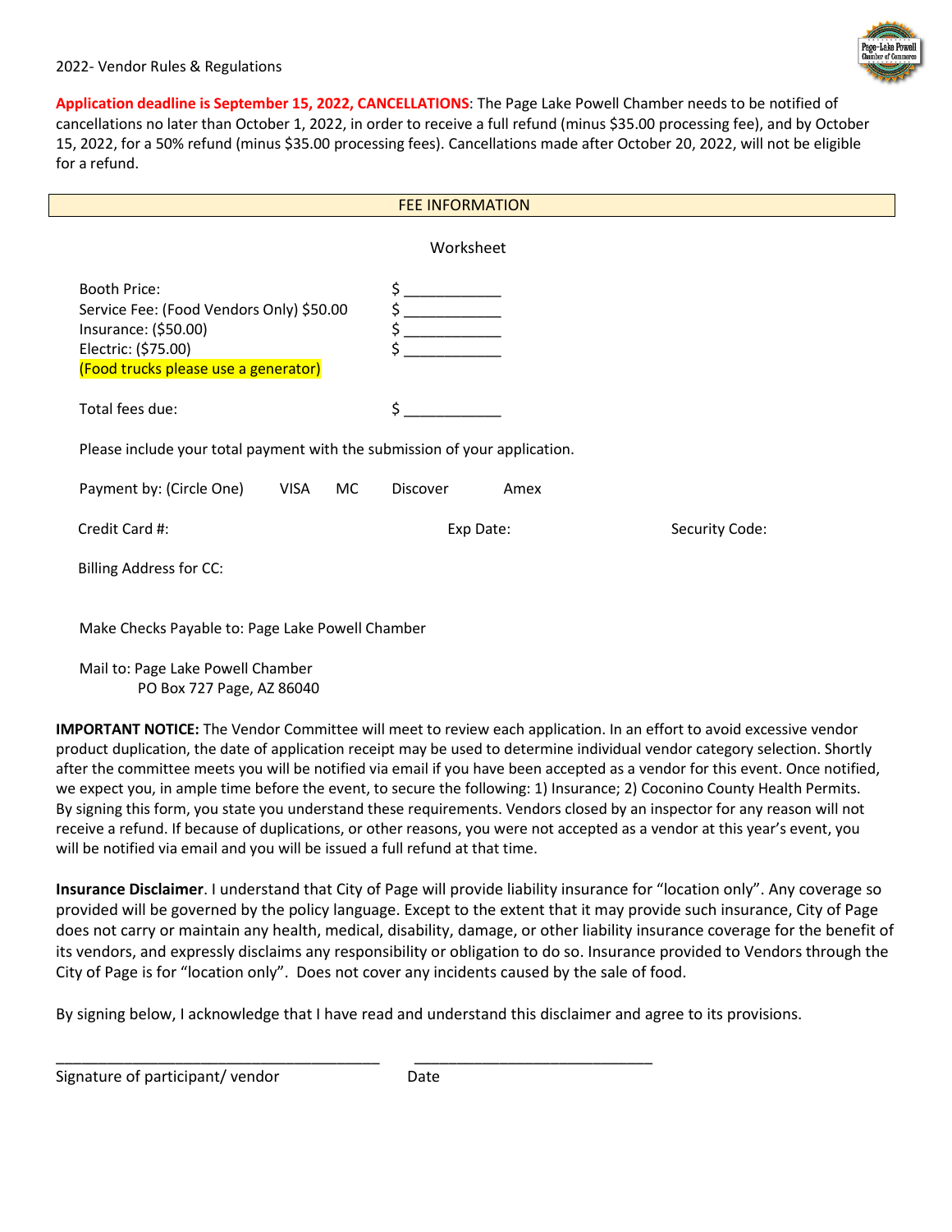2022- Vendor Rules & Regulations

**Application deadline is September 15, 2022, CANCELLATIONS**: The Page Lake Powell Chamber needs to be notified of cancellations no later than October 1, 2022, in order to receive a full refund (minus $35.00 processing fee), and by October 15, 2022, for a 50% refund (minus $35.00 processing fees). Cancellations made after October 20, 2022, will not be eligible for a refund.

## FEE INFORMATION

Worksheet

| | |
|---|---|
| Booth Price: | $ ___________ |
| Service Fee: (Food Vendors Only) $50.00 | $ ___________ |
| Insurance: ($50.00) | $ ___________ |
| Electric: ($75.00) | $ ___________ |
| (Food trucks please use a generator) | |
| Total fees due: | $ ___________ |

Please include your total payment with the submission of your application.

Payment by: (Circle One) VISA MC Discover Amex

Credit Card #: Exp Date: Security Code:

Billing Address for CC:

Make Checks Payable to: Page Lake Powell Chamber

Mail to: Page Lake Powell Chamber
PO Box 727 Page, AZ 86040

**IMPORTANT NOTICE:** The Vendor Committee will meet to review each application. In an effort to avoid excessive vendor product duplication, the date of application receipt may be used to determine individual vendor category selection. Shortly after the committee meets you will be notified via email if you have been accepted as a vendor for this event. Once notified, we expect you, in ample time before the event, to secure the following: 1) Insurance; 2) Coconino County Health Permits. By signing this form, you state you understand these requirements. Vendors closed by an inspector for any reason will not receive a refund. If because of duplications, or other reasons, you were not accepted as a vendor at this year's event, you will be notified via email and you will be issued a full refund at that time.

**Insurance Disclaimer**. I understand that City of Page will provide liability insurance for "location only". Any coverage so provided will be governed by the policy language. Except to the extent that it may provide such insurance, City of Page does not carry or maintain any health, medical, disability, damage, or other liability insurance coverage for the benefit of its vendors, and expressly disclaims any responsibility or obligation to do so. Insurance provided to Vendors through the City of Page is for "location only". Does not cover any incidents caused by the sale of food.

By signing below, I acknowledge that I have read and understand this disclaimer and agree to its provisions.

_______________________________________ _____________________________

Signature of participant/ vendor Date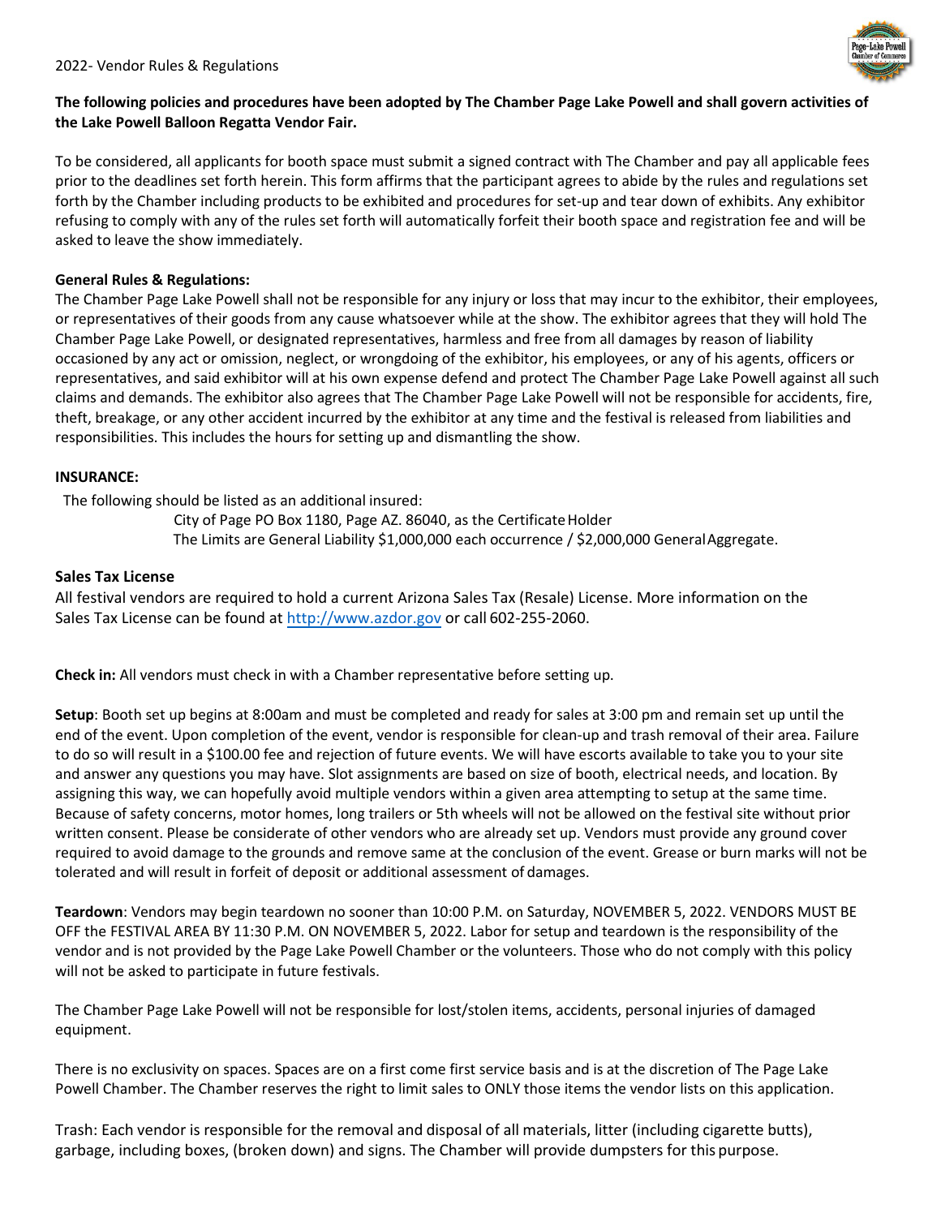2022- Vendor Rules & Regulations

**The following policies and procedures have been adopted by The Chamber Page Lake Powell and shall govern activities of the Lake Powell Balloon Regatta Vendor Fair.**

To be considered, all applicants for booth space must submit a signed contract with The Chamber and pay all applicable fees prior to the deadlines set forth herein. This form affirms that the participant agrees to abide by the rules and regulations set forth by the Chamber including products to be exhibited and procedures for set-up and tear down of exhibits. Any exhibitor refusing to comply with any of the rules set forth will automatically forfeit their booth space and registration fee and will be asked to leave the show immediately.

**General Rules & Regulations:**
The Chamber Page Lake Powell shall not be responsible for any injury or loss that may incur to the exhibitor, their employees, or representatives of their goods from any cause whatsoever while at the show. The exhibitor agrees that they will hold The Chamber Page Lake Powell, or designated representatives, harmless and free from all damages by reason of liability occasioned by any act or omission, neglect, or wrongdoing of the exhibitor, his employees, or any of his agents, officers or representatives, and said exhibitor will at his own expense defend and protect The Chamber Page Lake Powell against all such claims and demands. The exhibitor also agrees that The Chamber Page Lake Powell will not be responsible for accidents, fire, theft, breakage, or any other accident incurred by the exhibitor at any time and the festival is released from liabilities and responsibilities. This includes the hours for setting up and dismantling the show.

**INSURANCE:**

The following should be listed as an additional insured:

City of Page PO Box 1180, Page AZ. 86040, as the Certificate Holder
The Limits are General Liability $1,000,000 each occurrence / $2,000,000 General Aggregate.

**Sales Tax License**

All festival vendors are required to hold a current Arizona Sales Tax (Resale) License. More information on the Sales Tax License can be found at http://www.azdor.gov or call 602-255-2060.

**Check in:** All vendors must check in with a Chamber representative before setting up.

**Setup**: Booth set up begins at 8:00am and must be completed and ready for sales at 3:00 pm and remain set up until the end of the event. Upon completion of the event, vendor is responsible for clean-up and trash removal of their area. Failure to do so will result in a $100.00 fee and rejection of future events. We will have escorts available to take you to your site and answer any questions you may have. Slot assignments are based on size of booth, electrical needs, and location. By assigning this way, we can hopefully avoid multiple vendors within a given area attempting to setup at the same time. Because of safety concerns, motor homes, long trailers or 5th wheels will not be allowed on the festival site without prior written consent. Please be considerate of other vendors who are already set up. Vendors must provide any ground cover required to avoid damage to the grounds and remove same at the conclusion of the event. Grease or burn marks will not be tolerated and will result in forfeit of deposit or additional assessment of damages.

**Teardown**: Vendors may begin teardown no sooner than 10:00 P.M. on Saturday, NOVEMBER 5, 2022. VENDORS MUST BE OFF the FESTIVAL AREA BY 11:30 P.M. ON NOVEMBER 5, 2022. Labor for setup and teardown is the responsibility of the vendor and is not provided by the Page Lake Powell Chamber or the volunteers. Those who do not comply with this policy will not be asked to participate in future festivals.

The Chamber Page Lake Powell will not be responsible for lost/stolen items, accidents, personal injuries of damaged equipment.

There is no exclusivity on spaces. Spaces are on a first come first service basis and is at the discretion of The Page Lake Powell Chamber. The Chamber reserves the right to limit sales to ONLY those items the vendor lists on this application.

Trash: Each vendor is responsible for the removal and disposal of all materials, litter (including cigarette butts), garbage, including boxes, (broken down) and signs. The Chamber will provide dumpsters for this purpose.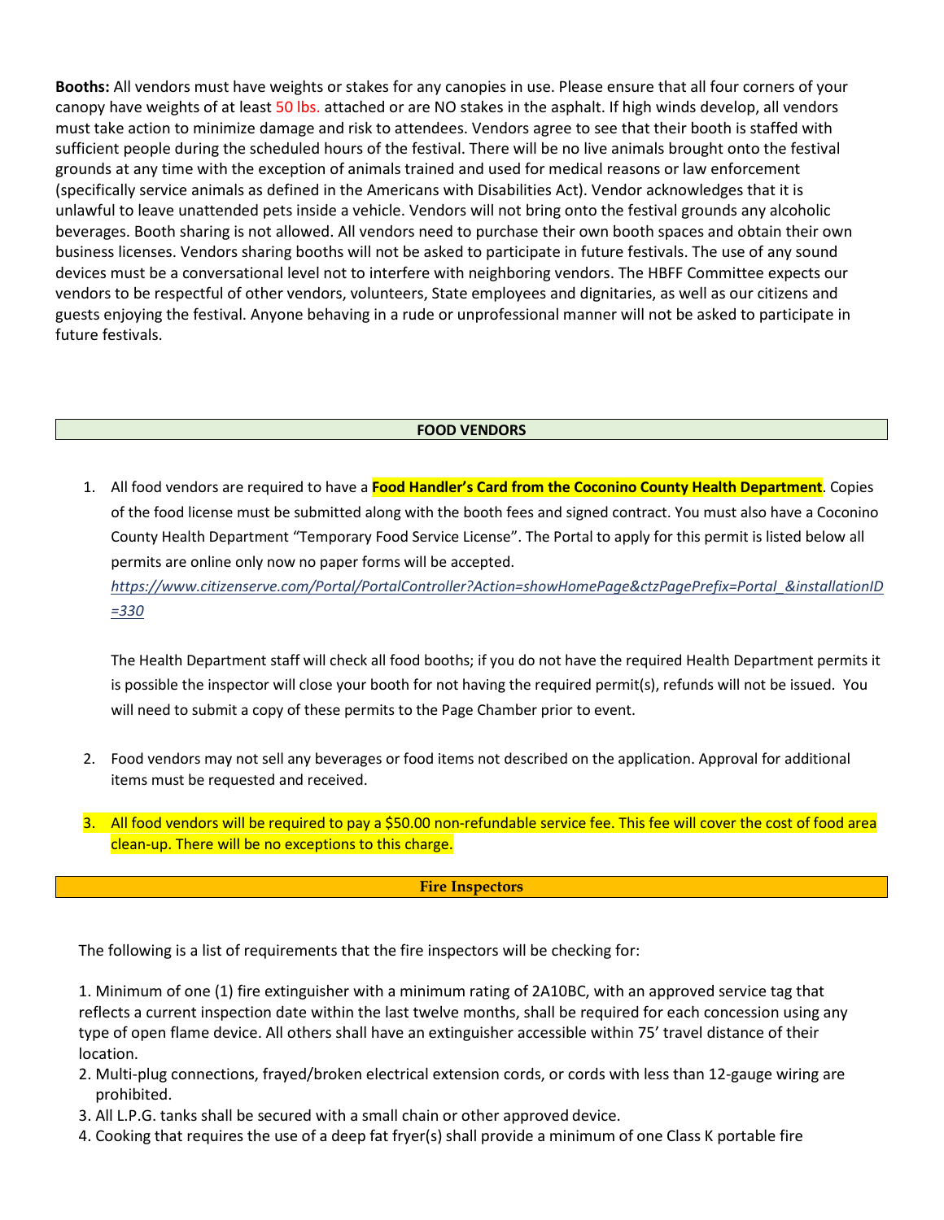**Booths:** All vendors must have weights or stakes for any canopies in use. Please ensure that all four corners of your canopy have weights of at least 50 lbs. attached or are NO stakes in the asphalt. If high winds develop, all vendors must take action to minimize damage and risk to attendees. Vendors agree to see that their booth is staffed with sufficient people during the scheduled hours of the festival. There will be no live animals brought onto the festival grounds at any time with the exception of animals trained and used for medical reasons or law enforcement (specifically service animals as defined in the Americans with Disabilities Act). Vendor acknowledges that it is unlawful to leave unattended pets inside a vehicle. Vendors will not bring onto the festival grounds any alcoholic beverages. Booth sharing is not allowed. All vendors need to purchase their own booth spaces and obtain their own business licenses. Vendors sharing booths will not be asked to participate in future festivals. The use of any sound devices must be a conversational level not to interfere with neighboring vendors. The HBFF Committee expects our vendors to be respectful of other vendors, volunteers, State employees and dignitaries, as well as our citizens and guests enjoying the festival. Anyone behaving in a rude or unprofessional manner will not be asked to participate in future festivals.

## FOOD VENDORS

1. All food vendors are required to have a **Food Handler's Card from the Coconino County Health Department**. Copies of the food license must be submitted along with the booth fees and signed contract. You must also have a Coconino County Health Department "Temporary Food Service License". The Portal to apply for this permit is listed below all permits are online only now no paper forms will be accepted.
   *https://www.citizenserve.com/Portal/PortalController?Action=showHomePage&ctzPagePrefix=Portal_&installationID=330*

   The Health Department staff will check all food booths; if you do not have the required Health Department permits it is possible the inspector will close your booth for not having the required permit(s), refunds will not be issued. You will need to submit a copy of these permits to the Page Chamber prior to event.

2. Food vendors may not sell any beverages or food items not described on the application. Approval for additional items must be requested and received.

3. All food vendors will be required to pay a $50.00 non-refundable service fee. This fee will cover the cost of food area clean-up. There will be no exceptions to this charge.

## Fire Inspectors

The following is a list of requirements that the fire inspectors will be checking for:

1. Minimum of one (1) fire extinguisher with a minimum rating of 2A10BC, with an approved service tag that reflects a current inspection date within the last twelve months, shall be required for each concession using any type of open flame device. All others shall have an extinguisher accessible within 75' travel distance of their location.
2. Multi-plug connections, frayed/broken electrical extension cords, or cords with less than 12-gauge wiring are prohibited.
3. All L.P.G. tanks shall be secured with a small chain or other approved device.
4. Cooking that requires the use of a deep fat fryer(s) shall provide a minimum of one Class K portable fire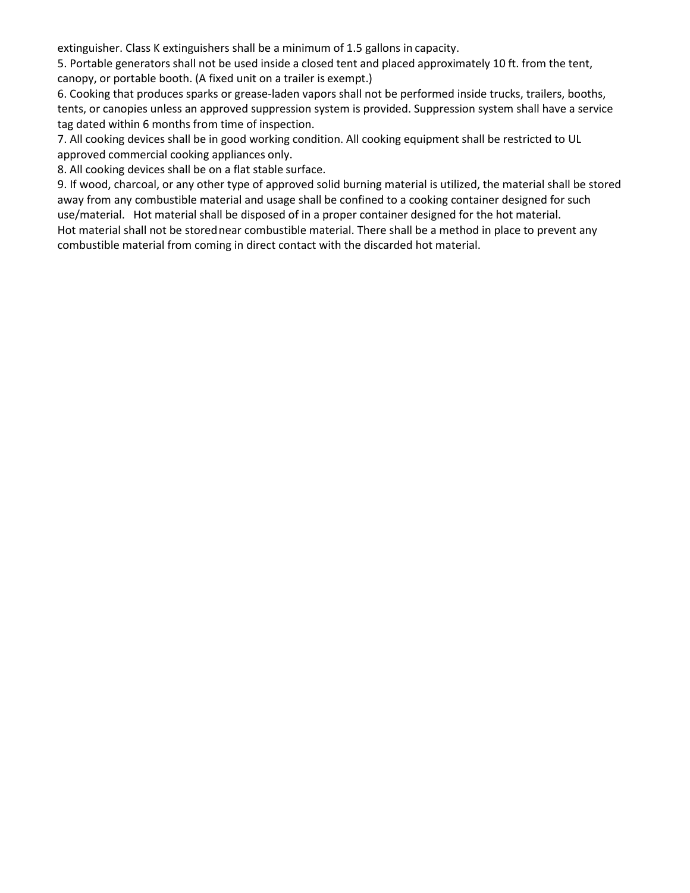extinguisher. Class K extinguishers shall be a minimum of 1.5 gallons in capacity.

5. Portable generators shall not be used inside a closed tent and placed approximately 10 ft. from the tent, canopy, or portable booth. (A fixed unit on a trailer is exempt.)

6. Cooking that produces sparks or grease-laden vapors shall not be performed inside trucks, trailers, booths, tents, or canopies unless an approved suppression system is provided. Suppression system shall have a service tag dated within 6 months from time of inspection.

7. All cooking devices shall be in good working condition. All cooking equipment shall be restricted to UL approved commercial cooking appliances only.

8. All cooking devices shall be on a flat stable surface.

9. If wood, charcoal, or any other type of approved solid burning material is utilized, the material shall be stored away from any combustible material and usage shall be confined to a cooking container designed for such use/material. Hot material shall be disposed of in a proper container designed for the hot material. Hot material shall not be stored near combustible material. There shall be a method in place to prevent any combustible material from coming in direct contact with the discarded hot material.